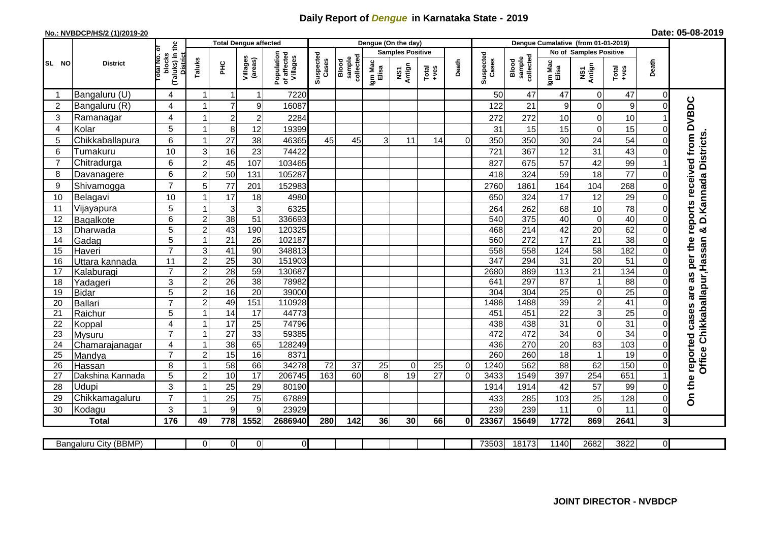# Daily Report of *Dengue* in Karnataka State - 2019

**No.: NVBDCP/HS/2 (1)/2019-20**

**Date: 05-08-2019**

| SL NO | District | Total No. of blocks (Taluks) in the District | Total Dengue affected | | | | Dengue (On the day) | | | | | | | Dengue Cumalative (from 01-01-2019) | | | | | | | |
|---|---|---|---|---|---|---|---|---|---|---|---|---|---|---|---|---|---|---|---|---|
| | | | Taluks | PHC | Villages (areas) | Population of affected Villages | Suspected Cases | Blood sample collected | Samples Positive | | | Death | Suspected Cases | Blood sample collected | No of Samples Positive | | | Death | |
| | | | | | | | | | Igm Mac Elisa | NS1 Antign | Total +ves | | | | Igm Mac Elisa | NS1 Antign | Total +ves | | |
| 1 | Bangaluru (U) | 4 | 1 | 1 | 1 | 7220 | | | | | | | 50 | 47 | 47 | 0 | 47 | 0 | On the reported cases are as per the reports received from DVBDC Office Chikkaballapur,Hassan & D.Kannada Districts. |
| 2 | Bangaluru (R) | 4 | 1 | 7 | 9 | 16087 | | | | | | | 122 | 21 | 9 | 0 | 9 | 0 | |
| 3 | Ramanagar | 4 | 1 | 2 | 2 | 2284 | | | | | | | 272 | 272 | 10 | 0 | 10 | 1 | |
| 4 | Kolar | 5 | 1 | 8 | 12 | 19399 | | | | | | | 31 | 15 | 15 | 0 | 15 | 0 | |
| 5 | Chikkaballapura | 6 | 1 | 27 | 38 | 46365 | 45 | 45 | 3 | 11 | 14 | 0 | 350 | 350 | 30 | 24 | 54 | 0 | |
| 6 | Tumakuru | 10 | 3 | 16 | 23 | 74422 | | | | | | | 721 | 367 | 12 | 31 | 43 | 0 | |
| 7 | Chitradurga | 6 | 2 | 45 | 107 | 103465 | | | | | | | 827 | 675 | 57 | 42 | 99 | 1 | |
| 8 | Davanagere | 6 | 2 | 50 | 131 | 105287 | | | | | | | 418 | 324 | 59 | 18 | 77 | 0 | |
| 9 | Shivamogga | 7 | 5 | 77 | 201 | 152983 | | | | | | | 2760 | 1861 | 164 | 104 | 268 | 0 | |
| 10 | Belagavi | 10 | 1 | 17 | 18 | 4980 | | | | | | | 650 | 324 | 17 | 12 | 29 | 0 | |
| 11 | Vijayapura | 5 | 1 | 3 | 3 | 6325 | | | | | | | 264 | 262 | 68 | 10 | 78 | 0 | |
| 12 | Bagalkote | 6 | 2 | 38 | 51 | 336693 | | | | | | | 540 | 375 | 40 | 0 | 40 | 0 | |
| 13 | Dharwada | 5 | 2 | 43 | 190 | 120325 | | | | | | | 468 | 214 | 42 | 20 | 62 | 0 | |
| 14 | Gadag | 5 | 1 | 21 | 26 | 102187 | | | | | | | 560 | 272 | 17 | 21 | 38 | 0 | |
| 15 | Haveri | 7 | 3 | 41 | 90 | 348813 | | | | | | | 558 | 558 | 124 | 58 | 182 | 0 | |
| 16 | Uttara kannada | 11 | 2 | 25 | 30 | 151903 | | | | | | | 347 | 294 | 31 | 20 | 51 | 0 | |
| 17 | Kalaburagi | 7 | 2 | 28 | 59 | 130687 | | | | | | | 2680 | 889 | 113 | 21 | 134 | 0 | |
| 18 | Yadageri | 3 | 2 | 26 | 38 | 78982 | | | | | | | 641 | 297 | 87 | 1 | 88 | 0 | |
| 19 | Bidar | 5 | 2 | 16 | 20 | 39000 | | | | | | | 304 | 304 | 25 | 0 | 25 | 0 | |
| 20 | Ballari | 7 | 2 | 49 | 151 | 110928 | | | | | | | 1488 | 1488 | 39 | 2 | 41 | 0 | |
| 21 | Raichur | 5 | 1 | 14 | 17 | 44773 | | | | | | | 451 | 451 | 22 | 3 | 25 | 0 | |
| 22 | Koppal | 4 | 1 | 17 | 25 | 74796 | | | | | | | 438 | 438 | 31 | 0 | 31 | 0 | |
| 23 | Mysuru | 7 | 1 | 27 | 33 | 59385 | | | | | | | 472 | 472 | 34 | 0 | 34 | 0 | |
| 24 | Chamarajanagar | 4 | 1 | 38 | 65 | 128249 | | | | | | | 436 | 270 | 20 | 83 | 103 | 0 | |
| 25 | Mandya | 7 | 2 | 15 | 16 | 8371 | | | | | | | 260 | 260 | 18 | 1 | 19 | 0 | |
| 26 | Hassan | 8 | 1 | 58 | 66 | 34278 | 72 | 37 | 25 | 0 | 25 | 0 | 1240 | 562 | 88 | 62 | 150 | 0 | |
| 27 | Dakshina Kannada | 5 | 2 | 10 | 17 | 206745 | 163 | 60 | 8 | 19 | 27 | 0 | 3433 | 1549 | 397 | 254 | 651 | 1 | |
| 28 | Udupi | 3 | 1 | 25 | 29 | 80190 | | | | | | | 1914 | 1914 | 42 | 57 | 99 | 0 | |
| 29 | Chikkamagaluru | 7 | 1 | 25 | 75 | 67889 | | | | | | | 433 | 285 | 103 | 25 | 128 | 0 | |
| 30 | Kodagu | 3 | 1 | 9 | 9 | 23929 | | | | | | | 239 | 239 | 11 | 0 | 11 | 0 | |
| | **Total** | **176** | **49** | **778** | **1552** | **2686940** | **280** | **142** | **36** | **30** | **66** | **0** | **23367** | **15649** | **1772** | **869** | **2641** | **3** | |

| Bangaluru City (BBMP) | | 0 | 0 | 0 | 0 | | | | | | | 73503 | 18173 | 1140 | 2682 | 3822 | 0 |
|---|---|---|---|---|---|---|---|---|---|---|---|---|---|---|---|---|---|

**JOINT DIRECTOR - NVBDCP**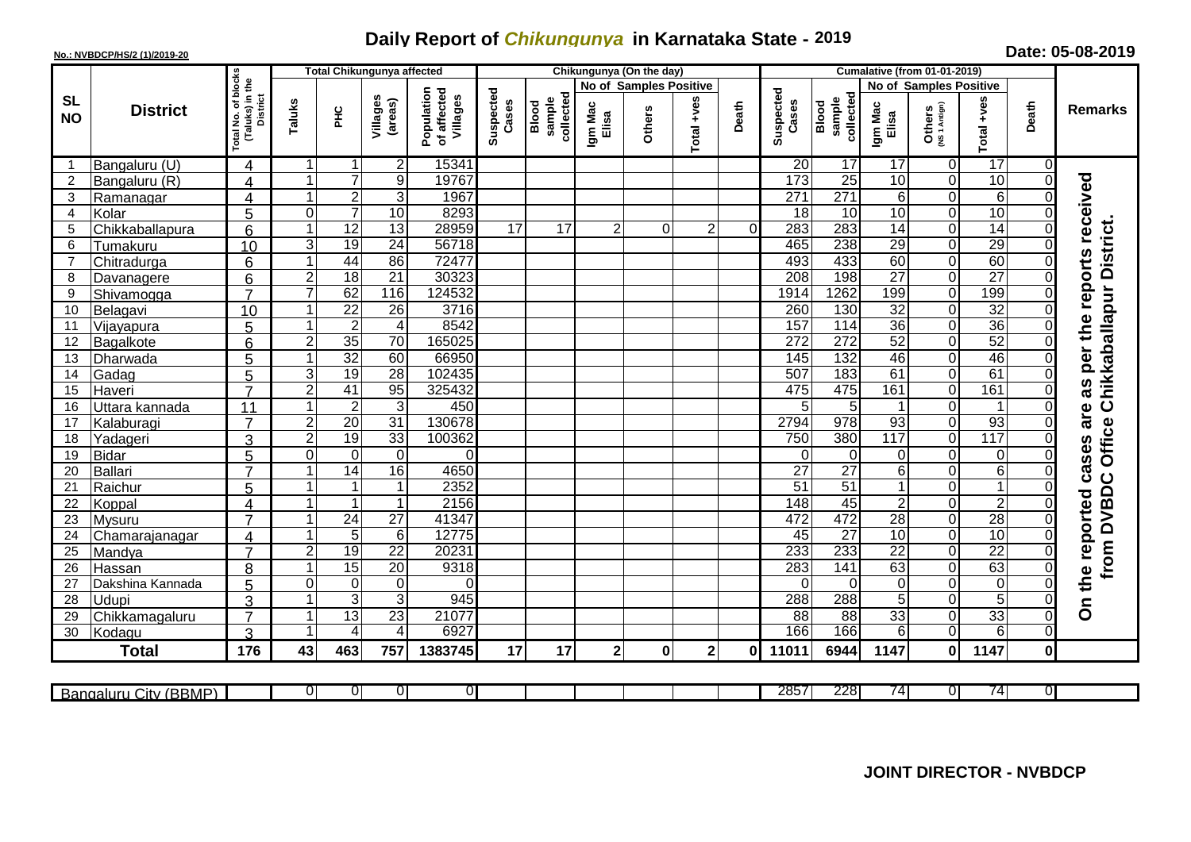# Daily Report of *Chikungunya* in Karnataka State - 2019

**No.: NVBDCP/HS/2 (1)/2019-20**

**Date: 05-08-2019**

| SL NO | District | Total No. of blocks (Taluks) in the District | Total Chikungunya affected | | | | Chikungunya (On the day) | | | | | | Cumalative (from 01-01-2019) | | | | | | Remarks |
|---|---|---|---|---|---|---|---|---|---|---|---|---|---|---|---|---|---|---|---|
| | | | Taluks | PHC | Villages (areas) | Population of affected Villages | Suspected Cases | Blood sample collected | No of Samples Positive | | | Death | Suspected Cases | Blood sample collected | No of Samples Positive | | | Death | |
| | | | | | | | | | Igm Mac Elisa | Others | Total +ves | | | | Igm Mac Elisa | Others (NS 1 Antign) | Total +ves | | |
| 1 | Bangaluru (U) | 4 | 1 | 1 | 2 | 15341 | | | | | | | 20 | 17 | 17 | 0 | 17 | 0 | On the reported cases are as per the reports received from DVBDC Office Chikkaballapur District. |
| 2 | Bangaluru (R) | 4 | 1 | 7 | 9 | 19767 | | | | | | | 173 | 25 | 10 | 0 | 10 | 0 | |
| 3 | Ramanagar | 4 | 1 | 2 | 3 | 1967 | | | | | | | 271 | 271 | 6 | 0 | 6 | 0 | |
| 4 | Kolar | 5 | 0 | 7 | 10 | 8293 | | | | | | | 18 | 10 | 10 | 0 | 10 | 0 | |
| 5 | Chikkaballapura | 6 | 1 | 12 | 13 | 28959 | 17 | 17 | 2 | 0 | 2 | 0 | 283 | 283 | 14 | 0 | 14 | 0 | |
| 6 | Tumakuru | 10 | 3 | 19 | 24 | 56718 | | | | | | | 465 | 238 | 29 | 0 | 29 | 0 | |
| 7 | Chitradurga | 6 | 1 | 44 | 86 | 72477 | | | | | | | 493 | 433 | 60 | 0 | 60 | 0 | |
| 8 | Davanagere | 6 | 2 | 18 | 21 | 30323 | | | | | | | 208 | 198 | 27 | 0 | 27 | 0 | |
| 9 | Shivamogga | 7 | 7 | 62 | 116 | 124532 | | | | | | | 1914 | 1262 | 199 | 0 | 199 | 0 | |
| 10 | Belagavi | 10 | 1 | 22 | 26 | 3716 | | | | | | | 260 | 130 | 32 | 0 | 32 | 0 | |
| 11 | Vijayapura | 5 | 1 | 2 | 4 | 8542 | | | | | | | 157 | 114 | 36 | 0 | 36 | 0 | |
| 12 | Bagalkote | 6 | 2 | 35 | 70 | 165025 | | | | | | | 272 | 272 | 52 | 0 | 52 | 0 | |
| 13 | Dharwada | 5 | 1 | 32 | 60 | 66950 | | | | | | | 145 | 132 | 46 | 0 | 46 | 0 | |
| 14 | Gadag | 5 | 3 | 19 | 28 | 102435 | | | | | | | 507 | 183 | 61 | 0 | 61 | 0 | |
| 15 | Haveri | 7 | 2 | 41 | 95 | 325432 | | | | | | | 475 | 475 | 161 | 0 | 161 | 0 | |
| 16 | Uttara kannada | 11 | 1 | 2 | 3 | 450 | | | | | | | 5 | 5 | 1 | 0 | 1 | 0 | |
| 17 | Kalaburagi | 7 | 2 | 20 | 31 | 130678 | | | | | | | 2794 | 978 | 93 | 0 | 93 | 0 | |
| 18 | Yadageri | 3 | 2 | 19 | 33 | 100362 | | | | | | | 750 | 380 | 117 | 0 | 117 | 0 | |
| 19 | Bidar | 5 | 0 | 0 | 0 | 0 | | | | | | | 0 | 0 | 0 | 0 | 0 | 0 | |
| 20 | Ballari | 7 | 1 | 14 | 16 | 4650 | | | | | | | 27 | 27 | 6 | 0 | 6 | 0 | |
| 21 | Raichur | 5 | 1 | 1 | 1 | 2352 | | | | | | | 51 | 51 | 1 | 0 | 1 | 0 | |
| 22 | Koppal | 4 | 1 | 1 | 1 | 2156 | | | | | | | 148 | 45 | 2 | 0 | 2 | 0 | |
| 23 | Mysuru | 7 | 1 | 24 | 27 | 41347 | | | | | | | 472 | 472 | 28 | 0 | 28 | 0 | |
| 24 | Chamarajanagar | 4 | 1 | 5 | 6 | 12775 | | | | | | | 45 | 27 | 10 | 0 | 10 | 0 | |
| 25 | Mandya | 7 | 2 | 19 | 22 | 20231 | | | | | | | 233 | 233 | 22 | 0 | 22 | 0 | |
| 26 | Hassan | 8 | 1 | 15 | 20 | 9318 | | | | | | | 283 | 141 | 63 | 0 | 63 | 0 | |
| 27 | Dakshina Kannada | 5 | 0 | 0 | 0 | 0 | | | | | | | 0 | 0 | 0 | 0 | 0 | 0 | |
| 28 | Udupi | 3 | 1 | 3 | 3 | 945 | | | | | | | 288 | 288 | 5 | 0 | 5 | 0 | |
| 29 | Chikkamagaluru | 7 | 1 | 13 | 23 | 21077 | | | | | | | 88 | 88 | 33 | 0 | 33 | 0 | |
| 30 | Kodagu | 3 | 1 | 4 | 4 | 6927 | | | | | | | 166 | 166 | 6 | 0 | 6 | 0 | |
| | **Total** | **176** | **43** | **463** | **757** | **1383745** | **17** | **17** | **2** | **0** | **2** | **0** | **11011** | **6944** | **1147** | **0** | **1147** | **0** | |

| | | | | | | | | | | | | | | | | | |
|---|---|---|---|---|---|---|---|---|---|---|---|---|---|---|---|---|---|
| Bangaluru City (BBMP) | | 0 | 0 | 0 | 0 | | | | | | | 2857 | 228 | 74 | 0 | 74 | 0 |

**JOINT DIRECTOR - NVBDCP**